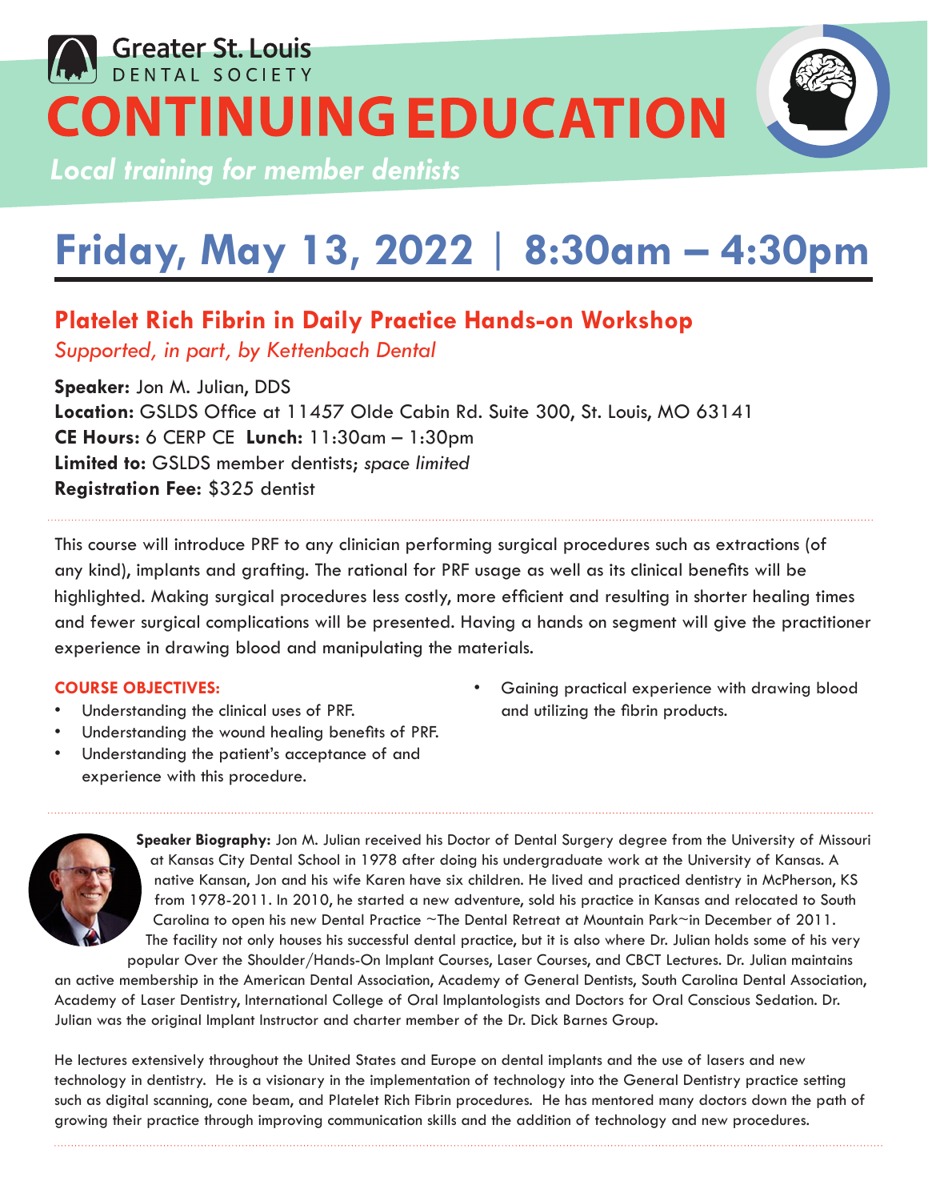Greater St. Louis
DENTAL SOCIETY

# CONTINUING EDUCATION

*Local training for member dentists*

## Friday, May 13, 2022 | 8:30am – 4:30pm

### Platelet Rich Fibrin in Daily Practice Hands-on Workshop

*Supported, in part, by Kettenbach Dental*

**Speaker:** Jon M. Julian, DDS
**Location:** GSLDS Office at 11457 Olde Cabin Rd. Suite 300, St. Louis, MO 63141
**CE Hours:** 6 CERP CE **Lunch:** 11:30am – 1:30pm
**Limited to:** GSLDS member dentists; *space limited*
**Registration Fee:** $325 dentist

This course will introduce PRF to any clinician performing surgical procedures such as extractions (of any kind), implants and grafting. The rational for PRF usage as well as its clinical benefits will be highlighted. Making surgical procedures less costly, more efficient and resulting in shorter healing times and fewer surgical complications will be presented. Having a hands on segment will give the practitioner experience in drawing blood and manipulating the materials.

**COURSE OBJECTIVES:**

- Understanding the clinical uses of PRF.
- Understanding the wound healing benefits of PRF.
- Understanding the patient's acceptance of and experience with this procedure.
- Gaining practical experience with drawing blood and utilizing the fibrin products.

**Speaker Biography:** Jon M. Julian received his Doctor of Dental Surgery degree from the University of Missouri at Kansas City Dental School in 1978 after doing his undergraduate work at the University of Kansas. A native Kansan, Jon and his wife Karen have six children. He lived and practiced dentistry in McPherson, KS from 1978-2011. In 2010, he started a new adventure, sold his practice in Kansas and relocated to South Carolina to open his new Dental Practice ~The Dental Retreat at Mountain Park~in December of 2011. The facility not only houses his successful dental practice, but it is also where Dr. Julian holds some of his very popular Over the Shoulder/Hands-On Implant Courses, Laser Courses, and CBCT Lectures. Dr. Julian maintains an active membership in the American Dental Association, Academy of General Dentists, South Carolina Dental Association, Academy of Laser Dentistry, International College of Oral Implantologists and Doctors for Oral Conscious Sedation. Dr. Julian was the original Implant Instructor and charter member of the Dr. Dick Barnes Group.

He lectures extensively throughout the United States and Europe on dental implants and the use of lasers and new technology in dentistry. He is a visionary in the implementation of technology into the General Dentistry practice setting such as digital scanning, cone beam, and Platelet Rich Fibrin procedures. He has mentored many doctors down the path of growing their practice through improving communication skills and the addition of technology and new procedures.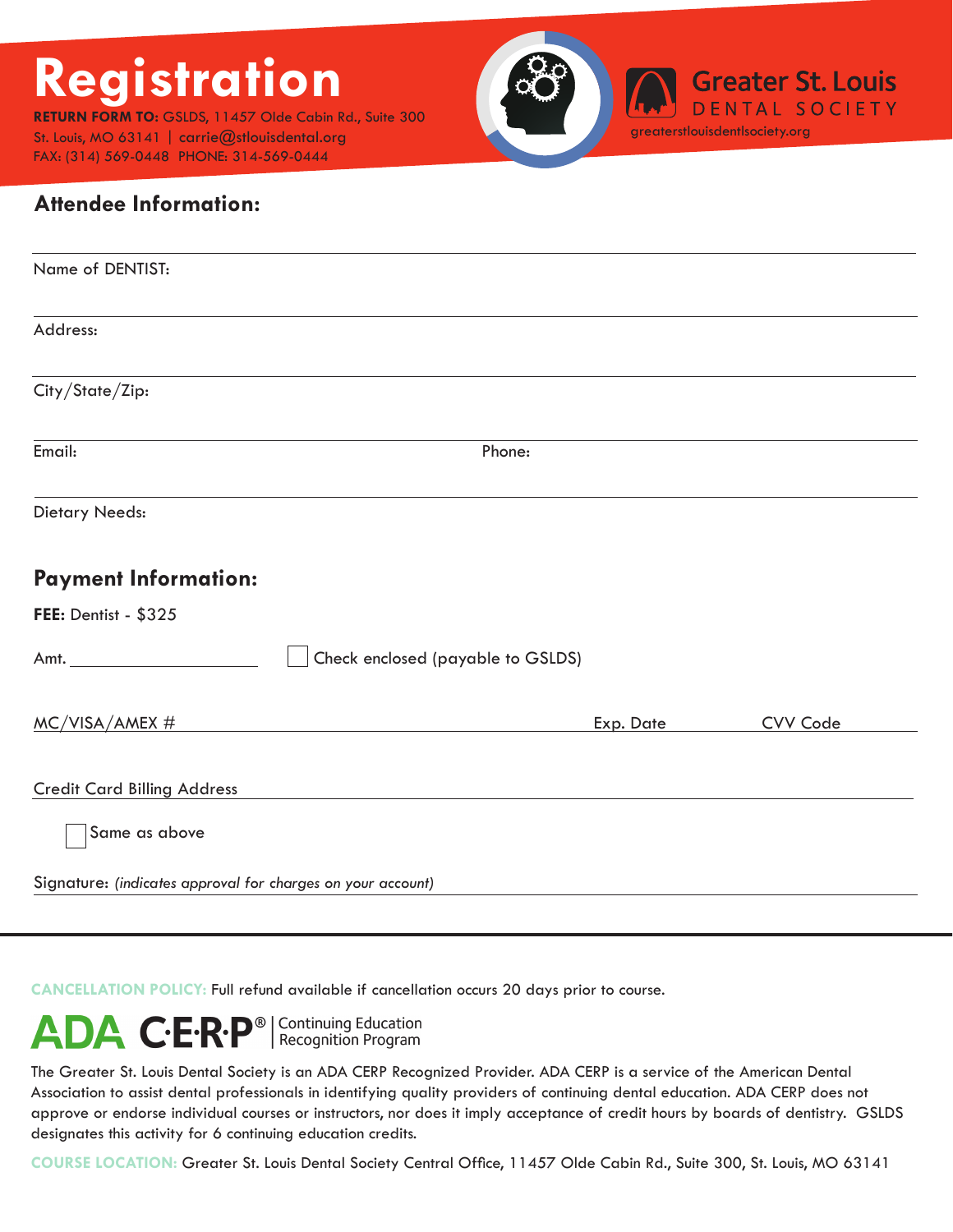# Registration

**RETURN FORM TO:** GSLDS, 11457 Olde Cabin Rd., Suite 300
St. Louis, MO 63141 | carrie@stlouisdental.org
FAX: (314) 569-0448 PHONE: 314-569-0444

Greater St. Louis
DENTAL SOCIETY
greaterstlouisdentlsociety.org

## Attendee Information:

Name of DENTIST:

Address:

City/State/Zip:

Email: Phone:

Dietary Needs:

## Payment Information:

**FEE:** Dentist - $325

Amt. ____________________ ☐ Check enclosed (payable to GSLDS)

MC/VISA/AMEX # Exp. Date CVV Code

Credit Card Billing Address

☐ Same as above

Signature: *(indicates approval for charges on your account)*

---

**CANCELLATION POLICY:** Full refund available if cancellation occurs 20 days prior to course.

ADA CERP® | Continuing Education Recognition Program

The Greater St. Louis Dental Society is an ADA CERP Recognized Provider. ADA CERP is a service of the American Dental Association to assist dental professionals in identifying quality providers of continuing dental education. ADA CERP does not approve or endorse individual courses or instructors, nor does it imply acceptance of credit hours by boards of dentistry. GSLDS designates this activity for 6 continuing education credits.

**COURSE LOCATION:** Greater St. Louis Dental Society Central Office, 11457 Olde Cabin Rd., Suite 300, St. Louis, MO 63141